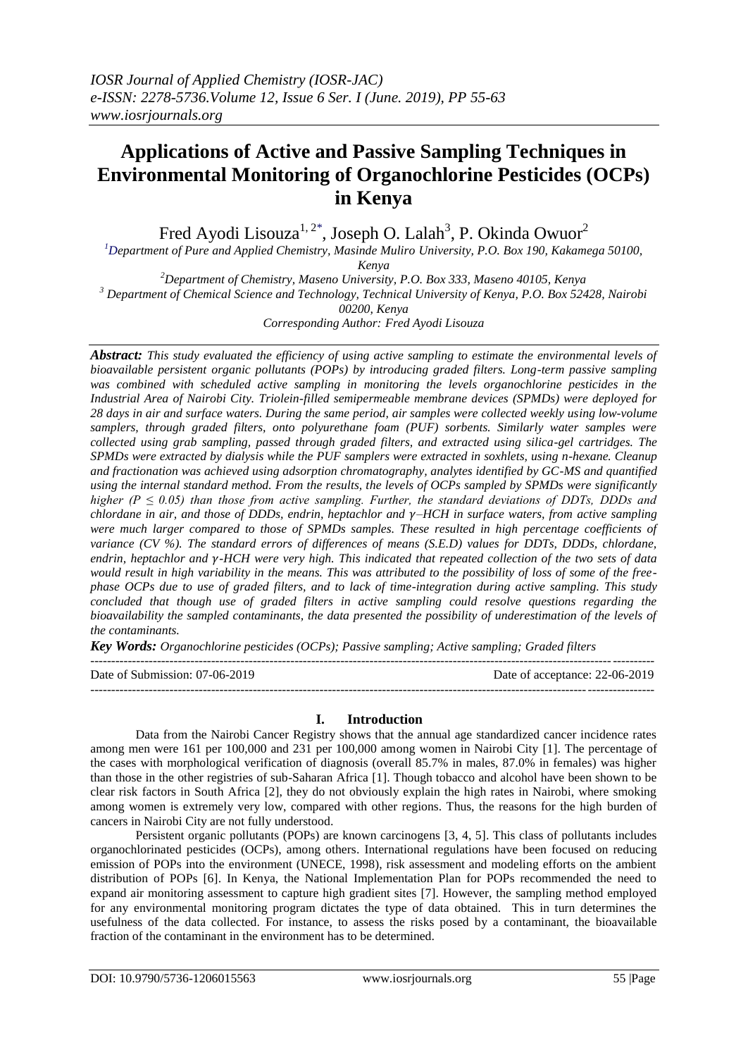# Applications of Active and Passive Sampling Techniques in Environmental Monitoring of Organochlorine Pesticides (OCPs) in Kenya

Fred Ayodi Lisouza[1, 2*], Joseph O. Lalah[3], P. Okinda Owuor[2]

[1]Department of Pure and Applied Chemistry, Masinde Muliro University, P.O. Box 190, Kakamega 50100, Kenya

[2]Department of Chemistry, Maseno University, P.O. Box 333, Maseno 40105, Kenya

[3] Department of Chemical Science and Technology, Technical University of Kenya, P.O. Box 52428, Nairobi 00200, Kenya

*Corresponding Author: Fred Ayodi Lisouza*

***Abstract:*** *This study evaluated the efficiency of using active sampling to estimate the environmental levels of bioavailable persistent organic pollutants (POPs) by introducing graded filters. Long-term passive sampling was combined with scheduled active sampling in monitoring the levels organochlorine pesticides in the Industrial Area of Nairobi City. Triolein-filled semipermeable membrane devices (SPMDs) were deployed for 28 days in air and surface waters. During the same period, air samples were collected weekly using low-volume samplers, through graded filters, onto polyurethane foam (PUF) sorbents. Similarly water samples were collected using grab sampling, passed through graded filters, and extracted using silica-gel cartridges. The SPMDs were extracted by dialysis while the PUF samplers were extracted in soxhlets, using n-hexane. Cleanup and fractionation was achieved using adsorption chromatography, analytes identified by GC-MS and quantified using the internal standard method. From the results, the levels of OCPs sampled by SPMDs were significantly higher ($P \leq 0.05$) than those from active sampling. Further, the standard deviations of DDTs, DDDs and chlordane in air, and those of DDDs, endrin, heptachlor and $\gamma$–HCH in surface waters, from active sampling were much larger compared to those of SPMDs samples. These resulted in high percentage coefficients of variance (CV %). The standard errors of differences of means (S.E.D) values for DDTs, DDDs, chlordane, endrin, heptachlor and $\gamma$-HCH were very high. This indicated that repeated collection of the two sets of data would result in high variability in the means. This was attributed to the possibility of loss of some of the free-phase OCPs due to use of graded filters, and to lack of time-integration during active sampling. This study concluded that though use of graded filters in active sampling could resolve questions regarding the bioavailability the sampled contaminants, the data presented the possibility of underestimation of the levels of the contaminants.*

***Key Words:*** *Organochlorine pesticides (OCPs); Passive sampling; Active sampling; Graded filters*

Date of Submission: 07-06-2019 — Date of acceptance: 22-06-2019

## I. Introduction

Data from the Nairobi Cancer Registry shows that the annual age standardized cancer incidence rates among men were 161 per 100,000 and 231 per 100,000 among women in Nairobi City [1]. The percentage of the cases with morphological verification of diagnosis (overall 85.7% in males, 87.0% in females) was higher than those in the other registries of sub-Saharan Africa [1]. Though tobacco and alcohol have been shown to be clear risk factors in South Africa [2], they do not obviously explain the high rates in Nairobi, where smoking among women is extremely very low, compared with other regions. Thus, the reasons for the high burden of cancers in Nairobi City are not fully understood.

Persistent organic pollutants (POPs) are known carcinogens [3, 4, 5]. This class of pollutants includes organochlorinated pesticides (OCPs), among others. International regulations have been focused on reducing emission of POPs into the environment (UNECE, 1998), risk assessment and modeling efforts on the ambient distribution of POPs [6]. In Kenya, the National Implementation Plan for POPs recommended the need to expand air monitoring assessment to capture high gradient sites [7]. However, the sampling method employed for any environmental monitoring program dictates the type of data obtained. This in turn determines the usefulness of the data collected. For instance, to assess the risks posed by a contaminant, the bioavailable fraction of the contaminant in the environment has to be determined.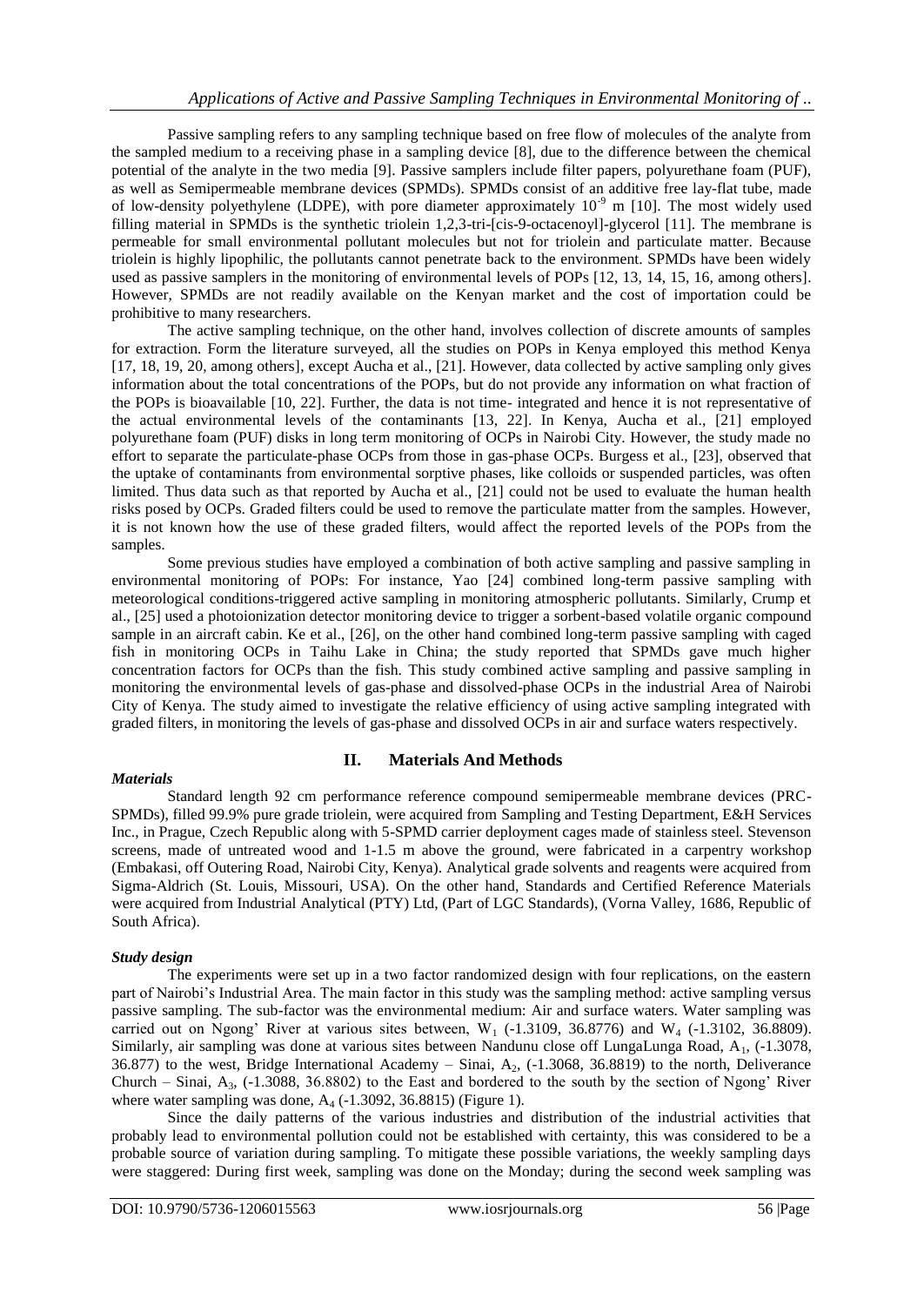Passive sampling refers to any sampling technique based on free flow of molecules of the analyte from the sampled medium to a receiving phase in a sampling device [8], due to the difference between the chemical potential of the analyte in the two media [9]. Passive samplers include filter papers, polyurethane foam (PUF), as well as Semipermeable membrane devices (SPMDs). SPMDs consist of an additive free lay-flat tube, made of low-density polyethylene (LDPE), with pore diameter approximately $10^{-9}$ m [10]. The most widely used filling material in SPMDs is the synthetic triolein 1,2,3-tri-[cis-9-octacenoyl]-glycerol [11]. The membrane is permeable for small environmental pollutant molecules but not for triolein and particulate matter. Because triolein is highly lipophilic, the pollutants cannot penetrate back to the environment. SPMDs have been widely used as passive samplers in the monitoring of environmental levels of POPs [12, 13, 14, 15, 16, among others]. However, SPMDs are not readily available on the Kenyan market and the cost of importation could be prohibitive to many researchers.

The active sampling technique, on the other hand, involves collection of discrete amounts of samples for extraction. Form the literature surveyed, all the studies on POPs in Kenya employed this method Kenya [17, 18, 19, 20, among others], except Aucha et al., [21]. However, data collected by active sampling only gives information about the total concentrations of the POPs, but do not provide any information on what fraction of the POPs is bioavailable [10, 22]. Further, the data is not time- integrated and hence it is not representative of the actual environmental levels of the contaminants [13, 22]. In Kenya, Aucha et al., [21] employed polyurethane foam (PUF) disks in long term monitoring of OCPs in Nairobi City. However, the study made no effort to separate the particulate-phase OCPs from those in gas-phase OCPs. Burgess et al., [23], observed that the uptake of contaminants from environmental sorptive phases, like colloids or suspended particles, was often limited. Thus data such as that reported by Aucha et al., [21] could not be used to evaluate the human health risks posed by OCPs. Graded filters could be used to remove the particulate matter from the samples. However, it is not known how the use of these graded filters, would affect the reported levels of the POPs from the samples.

Some previous studies have employed a combination of both active sampling and passive sampling in environmental monitoring of POPs: For instance, Yao [24] combined long-term passive sampling with meteorological conditions-triggered active sampling in monitoring atmospheric pollutants. Similarly, Crump et al., [25] used a photoionization detector monitoring device to trigger a sorbent-based volatile organic compound sample in an aircraft cabin. Ke et al., [26], on the other hand combined long-term passive sampling with caged fish in monitoring OCPs in Taihu Lake in China; the study reported that SPMDs gave much higher concentration factors for OCPs than the fish. This study combined active sampling and passive sampling in monitoring the environmental levels of gas-phase and dissolved-phase OCPs in the industrial Area of Nairobi City of Kenya. The study aimed to investigate the relative efficiency of using active sampling integrated with graded filters, in monitoring the levels of gas-phase and dissolved OCPs in air and surface waters respectively.

## II. Materials And Methods

### *Materials*

Standard length 92 cm performance reference compound semipermeable membrane devices (PRC-SPMDs), filled 99.9% pure grade triolein, were acquired from Sampling and Testing Department, E&H Services Inc., in Prague, Czech Republic along with 5-SPMD carrier deployment cages made of stainless steel. Stevenson screens, made of untreated wood and 1-1.5 m above the ground, were fabricated in a carpentry workshop (Embakasi, off Outering Road, Nairobi City, Kenya). Analytical grade solvents and reagents were acquired from Sigma-Aldrich (St. Louis, Missouri, USA). On the other hand, Standards and Certified Reference Materials were acquired from Industrial Analytical (PTY) Ltd, (Part of LGC Standards), (Vorna Valley, 1686, Republic of South Africa).

### *Study design*

The experiments were set up in a two factor randomized design with four replications, on the eastern part of Nairobi's Industrial Area. The main factor in this study was the sampling method: active sampling versus passive sampling. The sub-factor was the environmental medium: Air and surface waters. Water sampling was carried out on Ngong' River at various sites between, $W_1$ (-1.3109, 36.8776) and $W_4$ (-1.3102, 36.8809). Similarly, air sampling was done at various sites between Nandunu close off LungaLunga Road, $A_1$, (-1.3078, 36.877) to the west, Bridge International Academy – Sinai, $A_2$, (-1.3068, 36.8819) to the north, Deliverance Church – Sinai, $A_3$, (-1.3088, 36.8802) to the East and bordered to the south by the section of Ngong' River where water sampling was done, $A_4$ (-1.3092, 36.8815) (Figure 1).

Since the daily patterns of the various industries and distribution of the industrial activities that probably lead to environmental pollution could not be established with certainty, this was considered to be a probable source of variation during sampling. To mitigate these possible variations, the weekly sampling days were staggered: During first week, sampling was done on the Monday; during the second week sampling was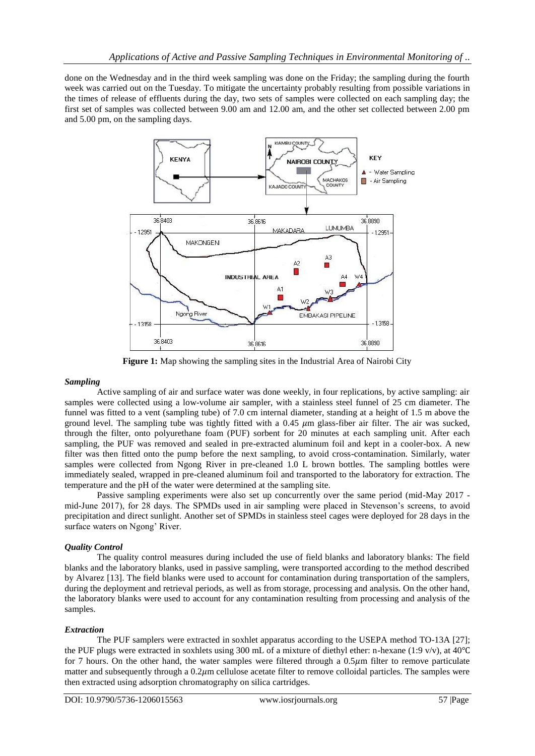done on the Wednesday and in the third week sampling was done on the Friday; the sampling during the fourth week was carried out on the Tuesday. To mitigate the uncertainty probably resulting from possible variations in the times of release of effluents during the day, two sets of samples were collected on each sampling day; the first set of samples was collected between 9.00 am and 12.00 am, and the other set collected between 2.00 pm and 5.00 pm, on the sampling days.

**Figure 1:** Map showing the sampling sites in the Industrial Area of Nairobi City

### *Sampling*

Active sampling of air and surface water was done weekly, in four replications, by active sampling: air samples were collected using a low-volume air sampler, with a stainless steel funnel of 25 cm diameter. The funnel was fitted to a vent (sampling tube) of 7.0 cm internal diameter, standing at a height of 1.5 m above the ground level. The sampling tube was tightly fitted with a 0.45 $\mu$m glass-fiber air filter. The air was sucked, through the filter, onto polyurethane foam (PUF) sorbent for 20 minutes at each sampling unit. After each sampling, the PUF was removed and sealed in pre-extracted aluminum foil and kept in a cooler-box. A new filter was then fitted onto the pump before the next sampling, to avoid cross-contamination. Similarly, water samples were collected from Ngong River in pre-cleaned 1.0 L brown bottles. The sampling bottles were immediately sealed, wrapped in pre-cleaned aluminum foil and transported to the laboratory for extraction. The temperature and the pH of the water were determined at the sampling site.

Passive sampling experiments were also set up concurrently over the same period (mid-May 2017 - mid-June 2017), for 28 days. The SPMDs used in air sampling were placed in Stevenson's screens, to avoid precipitation and direct sunlight. Another set of SPMDs in stainless steel cages were deployed for 28 days in the surface waters on Ngong' River.

### *Quality Control*

The quality control measures during included the use of field blanks and laboratory blanks: The field blanks and the laboratory blanks, used in passive sampling, were transported according to the method described by Alvarez [13]. The field blanks were used to account for contamination during transportation of the samplers, during the deployment and retrieval periods, as well as from storage, processing and analysis. On the other hand, the laboratory blanks were used to account for any contamination resulting from processing and analysis of the samples.

### *Extraction*

The PUF samplers were extracted in soxhlet apparatus according to the USEPA method TO-13A [27]; the PUF plugs were extracted in soxhlets using 300 mL of a mixture of diethyl ether: n-hexane (1:9 v/v), at 40℃ for 7 hours. On the other hand, the water samples were filtered through a 0.5$\mu$m filter to remove particulate matter and subsequently through a 0.2$\mu$m cellulose acetate filter to remove colloidal particles. The samples were then extracted using adsorption chromatography on silica cartridges.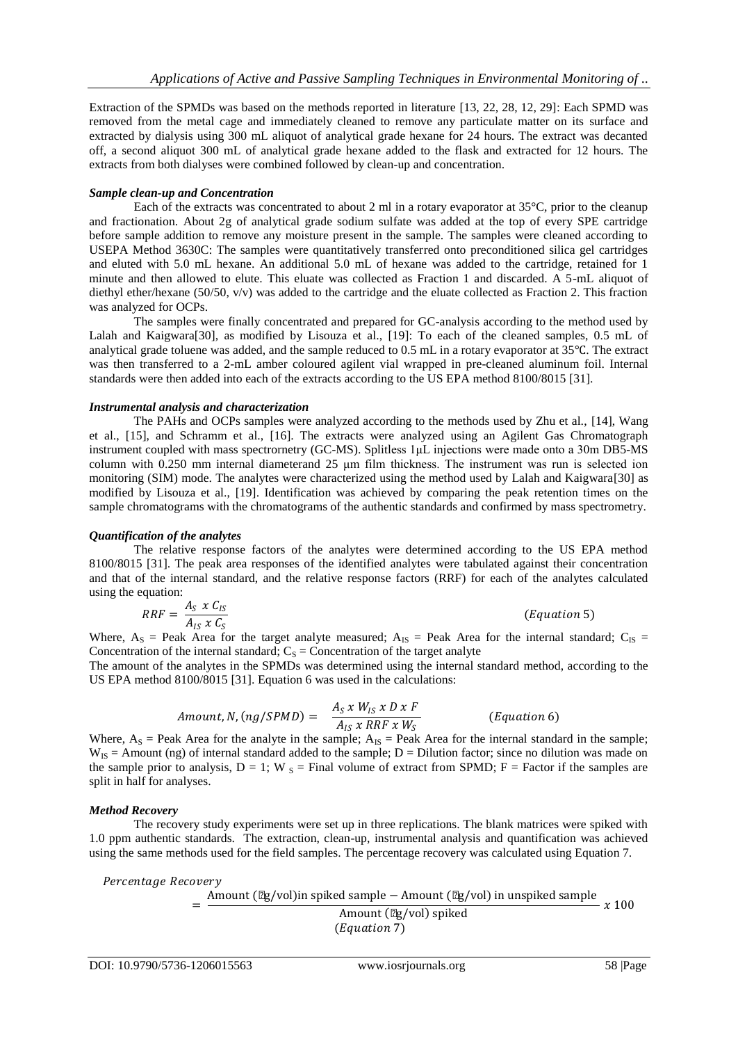Extraction of the SPMDs was based on the methods reported in literature [13, 22, 28, 12, 29]: Each SPMD was removed from the metal cage and immediately cleaned to remove any particulate matter on its surface and extracted by dialysis using 300 mL aliquot of analytical grade hexane for 24 hours. The extract was decanted off, a second aliquot 300 mL of analytical grade hexane added to the flask and extracted for 12 hours. The extracts from both dialyses were combined followed by clean-up and concentration.

### *Sample clean-up and Concentration*

Each of the extracts was concentrated to about 2 ml in a rotary evaporator at 35°C, prior to the cleanup and fractionation. About 2g of analytical grade sodium sulfate was added at the top of every SPE cartridge before sample addition to remove any moisture present in the sample. The samples were cleaned according to USEPA Method 3630C: The samples were quantitatively transferred onto preconditioned silica gel cartridges and eluted with 5.0 mL hexane. An additional 5.0 mL of hexane was added to the cartridge, retained for 1 minute and then allowed to elute. This eluate was collected as Fraction 1 and discarded. A 5-mL aliquot of diethyl ether/hexane (50/50, v/v) was added to the cartridge and the eluate collected as Fraction 2. This fraction was analyzed for OCPs.

The samples were finally concentrated and prepared for GC-analysis according to the method used by Lalah and Kaigwara[30], as modified by Lisouza et al., [19]: To each of the cleaned samples, 0.5 mL of analytical grade toluene was added, and the sample reduced to 0.5 mL in a rotary evaporator at 35℃. The extract was then transferred to a 2-mL amber coloured agilent vial wrapped in pre-cleaned aluminum foil. Internal standards were then added into each of the extracts according to the US EPA method 8100/8015 [31].

### *Instrumental analysis and characterization*

The PAHs and OCPs samples were analyzed according to the methods used by Zhu et al., [14], Wang et al., [15], and Schramm et al., [16]. The extracts were analyzed using an Agilent Gas Chromatograph instrument coupled with mass spectrornetry (GC-MS). Splitless 1μL injections were made onto a 30m DB5-MS column with 0.250 mm internal diameterand 25 μm film thickness. The instrument was run is selected ion monitoring (SIM) mode. The analytes were characterized using the method used by Lalah and Kaigwara[30] as modified by Lisouza et al., [19]. Identification was achieved by comparing the peak retention times on the sample chromatograms with the chromatograms of the authentic standards and confirmed by mass spectrometry.

### *Quantification of the analytes*

The relative response factors of the analytes were determined according to the US EPA method 8100/8015 [31]. The peak area responses of the identified analytes were tabulated against their concentration and that of the internal standard, and the relative response factors (RRF) for each of the analytes calculated using the equation:

$$RRF = \frac{A_S \ x \ C_{IS}}{A_{IS} \ x \ C_S} \qquad (Equation\ 5)$$

Where, $A_S$ = Peak Area for the target analyte measured; $A_{IS}$ = Peak Area for the internal standard; $C_{IS}$ = Concentration of the internal standard; $C_S$ = Concentration of the target analyte

The amount of the analytes in the SPMDs was determined using the internal standard method, according to the US EPA method 8100/8015 [31]. Equation 6 was used in the calculations:

$$Amount, N, (ng/SPMD) = \frac{A_S \ x \ W_{IS} \ x \ D \ x \ F}{A_{IS} \ x \ RRF \ x \ W_S} \qquad (Equation\ 6)$$

Where, $A_S$ = Peak Area for the analyte in the sample; $A_{IS}$ = Peak Area for the internal standard in the sample; $W_{IS}$ = Amount (ng) of internal standard added to the sample; D = Dilution factor; since no dilution was made on the sample prior to analysis, D = 1; $W_S$ = Final volume of extract from SPMD; F = Factor if the samples are split in half for analyses.

### *Method Recovery*

The recovery study experiments were set up in three replications. The blank matrices were spiked with 1.0 ppm authentic standards. The extraction, clean-up, instrumental analysis and quantification was achieved using the same methods used for the field samples. The percentage recovery was calculated using Equation 7.

$$Percentage\ Recovery = \frac{\text{Amount (}\mu\text{g/vol) in spiked sample} - \text{Amount (}\mu\text{g/vol) in unspiked sample}}{\text{Amount (}\mu\text{g/vol) spiked}} \ x \ 100 \qquad (Equation\ 7)$$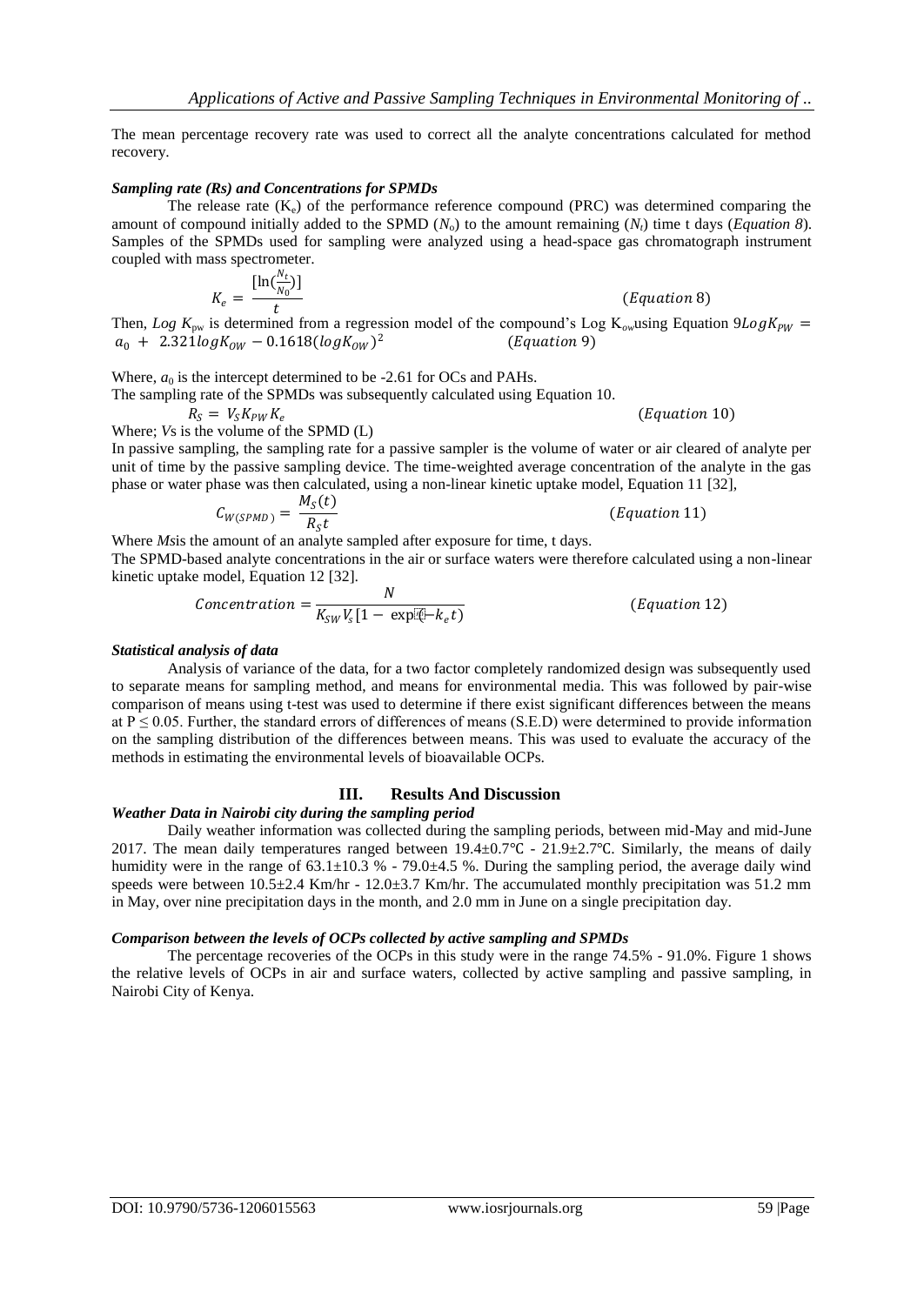The mean percentage recovery rate was used to correct all the analyte concentrations calculated for method recovery.

***Sampling rate (Rs) and Concentrations for SPMDs***

The release rate ($K_e$) of the performance reference compound (PRC) was determined comparing the amount of compound initially added to the SPMD ($N_o$) to the amount remaining ($N_t$) time t days (*Equation 8*). Samples of the SPMDs used for sampling were analyzed using a head-space gas chromatograph instrument coupled with mass spectrometer.

$$K_e = \frac{[\ln(\frac{N_t}{N_0})]}{t} \qquad (Equation\ 8)$$

Then, *Log* $K_{pw}$ is determined from a regression model of the compound's Log $K_{ow}$ using Equation 9 $LogK_{PW} = a_0 + 2.321logK_{OW} - 0.1618(logK_{OW})^2$ $(Equation\ 9)$

Where, $a_0$ is the intercept determined to be -2.61 for OCs and PAHs.

The sampling rate of the SPMDs was subsequently calculated using Equation 10.

$$R_S = V_S K_{PW} K_e \qquad (Equation\ 10)$$

Where; *V*s is the volume of the SPMD (L)

In passive sampling, the sampling rate for a passive sampler is the volume of water or air cleared of analyte per unit of time by the passive sampling device. The time-weighted average concentration of the analyte in the gas phase or water phase was then calculated, using a non-linear kinetic uptake model, Equation 11 [32],

$$C_{W(SPMD)} = \frac{M_S(t)}{R_S t} \qquad (Equation\ 11)$$

Where *Ms* is the amount of an analyte sampled after exposure for time, t days.

The SPMD-based analyte concentrations in the air or surface waters were therefore calculated using a non-linear kinetic uptake model, Equation 12 [32].

$$Concentration = \frac{N}{K_{SW} V_s [1 - \exp(-k_e t)} \qquad (Equation\ 12)$$

***Statistical analysis of data***

Analysis of variance of the data, for a two factor completely randomized design was subsequently used to separate means for sampling method, and means for environmental media. This was followed by pair-wise comparison of means using t-test was used to determine if there exist significant differences between the means at $P \leq 0.05$. Further, the standard errors of differences of means (S.E.D) were determined to provide information on the sampling distribution of the differences between means. This was used to evaluate the accuracy of the methods in estimating the environmental levels of bioavailable OCPs.

## III. Results And Discussion

***Weather Data in Nairobi city during the sampling period***

Daily weather information was collected during the sampling periods, between mid-May and mid-June 2017. The mean daily temperatures ranged between 19.4±0.7℃ - 21.9±2.7℃. Similarly, the means of daily humidity were in the range of 63.1±10.3 % - 79.0±4.5 %. During the sampling period, the average daily wind speeds were between 10.5±2.4 Km/hr - 12.0±3.7 Km/hr. The accumulated monthly precipitation was 51.2 mm in May, over nine precipitation days in the month, and 2.0 mm in June on a single precipitation day.

***Comparison between the levels of OCPs collected by active sampling and SPMDs***

The percentage recoveries of the OCPs in this study were in the range 74.5% - 91.0%. Figure 1 shows the relative levels of OCPs in air and surface waters, collected by active sampling and passive sampling, in Nairobi City of Kenya.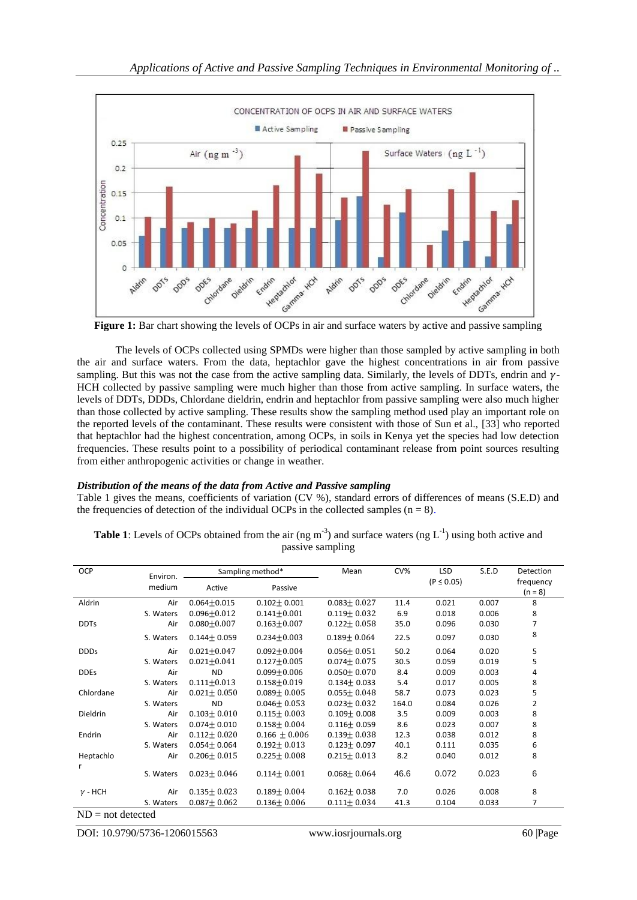**Figure 1:** Bar chart showing the levels of OCPs in air and surface waters by active and passive sampling

The levels of OCPs collected using SPMDs were higher than those sampled by active sampling in both the air and surface waters. From the data, heptachlor gave the highest concentrations in air from passive sampling. But this was not the case from the active sampling data. Similarly, the levels of DDTs, endrin and $\gamma$-HCH collected by passive sampling were much higher than those from active sampling. In surface waters, the levels of DDTs, DDDs, Chlordane dieldrin, endrin and heptachlor from passive sampling were also much higher than those collected by active sampling. These results show the sampling method used play an important role on the reported levels of the contaminant. These results were consistent with those of Sun et al., [33] who reported that heptachlor had the highest concentration, among OCPs, in soils in Kenya yet the species had low detection frequencies. These results point to a possibility of periodical contaminant release from point sources resulting from either anthropogenic activities or change in weather.

***Distribution of the means of the data from Active and Passive sampling***

Table 1 gives the means, coefficients of variation (CV %), standard errors of differences of means (S.E.D) and the frequencies of detection of the individual OCPs in the collected samples (n = 8).

**Table 1**: Levels of OCPs obtained from the air (ng m$^{-3}$) and surface waters (ng L$^{-1}$) using both active and passive sampling

| OCP | Environ. medium | Sampling method* | | Mean | CV% | LSD ($P \leq 0.05$) | S.E.D | Detection frequency (n = 8) |
|---|---|---|---|---|---|---|---|---|
| | | Active | Passive | | | | | |
| Aldrin | Air | 0.064±0.015 | 0.102± 0.001 | 0.083± 0.027 | 11.4 | 0.021 | 0.007 | 8 |
| | S. Waters | 0.096±0.012 | 0.141±0.001 | 0.119± 0.032 | 6.9 | 0.018 | 0.006 | 8 |
| DDTs | Air | 0.080±0.007 | 0.163±0.007 | 0.122± 0.058 | 35.0 | 0.096 | 0.030 | 7 |
| | S. Waters | 0.144± 0.059 | 0.234±0.003 | 0.189± 0.064 | 22.5 | 0.097 | 0.030 | 8 |
| DDDs | Air | 0.021±0.047 | 0.092±0.004 | 0.056± 0.051 | 50.2 | 0.064 | 0.020 | 5 |
| | S. Waters | 0.021±0.041 | 0.127±0.005 | 0.074± 0.075 | 30.5 | 0.059 | 0.019 | 5 |
| DDEs | Air | ND | 0.099±0.006 | 0.050± 0.070 | 8.4 | 0.009 | 0.003 | 4 |
| | S. Waters | 0.111±0.013 | 0.158±0.019 | 0.134± 0.033 | 5.4 | 0.017 | 0.005 | 8 |
| Chlordane | Air | 0.021± 0.050 | 0.089± 0.005 | 0.055± 0.048 | 58.7 | 0.073 | 0.023 | 5 |
| | S. Waters | ND | 0.046± 0.053 | 0.023± 0.032 | 164.0 | 0.084 | 0.026 | 2 |
| Dieldrin | Air | 0.103± 0.010 | 0.115± 0.003 | 0.109± 0.008 | 3.5 | 0.009 | 0.003 | 8 |
| | S. Waters | 0.074± 0.010 | 0.158± 0.004 | 0.116± 0.059 | 8.6 | 0.023 | 0.007 | 8 |
| Endrin | Air | 0.112± 0.020 | 0.166 ± 0.006 | 0.139± 0.038 | 12.3 | 0.038 | 0.012 | 8 |
| | S. Waters | 0.054± 0.064 | 0.192± 0.013 | 0.123± 0.097 | 40.1 | 0.111 | 0.035 | 6 |
| Heptachlor | Air | 0.206± 0.015 | 0.225± 0.008 | 0.215± 0.013 | 8.2 | 0.040 | 0.012 | 8 |
| | S. Waters | 0.023± 0.046 | 0.114± 0.001 | 0.068± 0.064 | 46.6 | 0.072 | 0.023 | 6 |
| $\gamma$ - HCH | Air | 0.135± 0.023 | 0.189± 0.004 | 0.162± 0.038 | 7.0 | 0.026 | 0.008 | 8 |
| | S. Waters | 0.087± 0.062 | 0.136± 0.006 | 0.111± 0.034 | 41.3 | 0.104 | 0.033 | 7 |

ND = not detected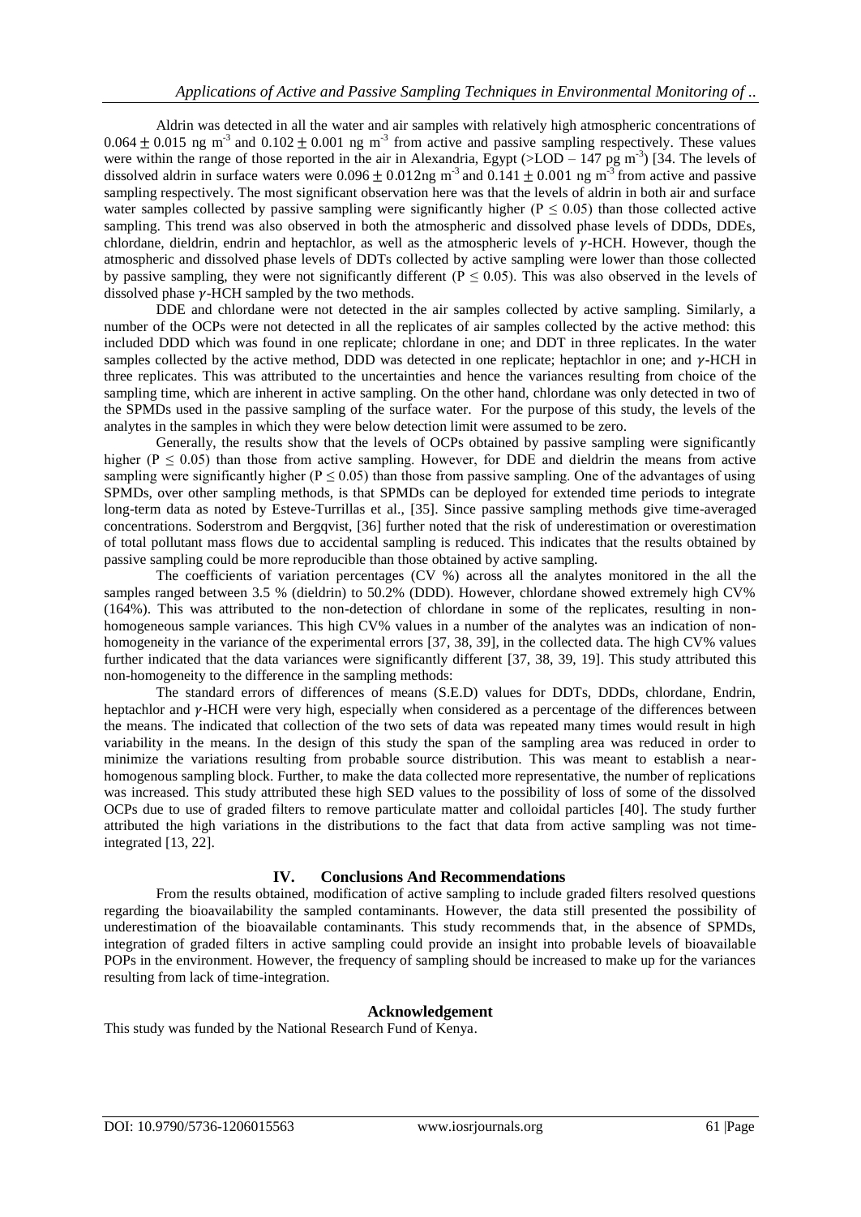Aldrin was detected in all the water and air samples with relatively high atmospheric concentrations of $0.064 \pm 0.015$ ng m$^{-3}$ and $0.102 \pm 0.001$ ng m$^{-3}$ from active and passive sampling respectively. These values were within the range of those reported in the air in Alexandria, Egypt (>LOD – 147 pg m$^{-3}$) [34. The levels of dissolved aldrin in surface waters were $0.096 \pm 0.012$ng m$^{-3}$ and $0.141 \pm 0.001$ ng m$^{-3}$ from active and passive sampling respectively. The most significant observation here was that the levels of aldrin in both air and surface water samples collected by passive sampling were significantly higher ($P \leq 0.05$) than those collected active sampling. This trend was also observed in both the atmospheric and dissolved phase levels of DDDs, DDEs, chlordane, dieldrin, endrin and heptachlor, as well as the atmospheric levels of $\gamma$-HCH. However, though the atmospheric and dissolved phase levels of DDTs collected by active sampling were lower than those collected by passive sampling, they were not significantly different ($P \leq 0.05$). This was also observed in the levels of dissolved phase $\gamma$-HCH sampled by the two methods.

DDE and chlordane were not detected in the air samples collected by active sampling. Similarly, a number of the OCPs were not detected in all the replicates of air samples collected by the active method: this included DDD which was found in one replicate; chlordane in one; and DDT in three replicates. In the water samples collected by the active method, DDD was detected in one replicate; heptachlor in one; and $\gamma$-HCH in three replicates. This was attributed to the uncertainties and hence the variances resulting from choice of the sampling time, which are inherent in active sampling. On the other hand, chlordane was only detected in two of the SPMDs used in the passive sampling of the surface water. For the purpose of this study, the levels of the analytes in the samples in which they were below detection limit were assumed to be zero.

Generally, the results show that the levels of OCPs obtained by passive sampling were significantly higher ($P \leq 0.05$) than those from active sampling. However, for DDE and dieldrin the means from active sampling were significantly higher ($P \leq 0.05$) than those from passive sampling. One of the advantages of using SPMDs, over other sampling methods, is that SPMDs can be deployed for extended time periods to integrate long-term data as noted by Esteve-Turrillas et al., [35]. Since passive sampling methods give time-averaged concentrations. Soderstrom and Bergqvist, [36] further noted that the risk of underestimation or overestimation of total pollutant mass flows due to accidental sampling is reduced. This indicates that the results obtained by passive sampling could be more reproducible than those obtained by active sampling.

The coefficients of variation percentages (CV %) across all the analytes monitored in the all the samples ranged between 3.5 % (dieldrin) to 50.2% (DDD). However, chlordane showed extremely high CV% (164%). This was attributed to the non-detection of chlordane in some of the replicates, resulting in non-homogeneous sample variances. This high CV% values in a number of the analytes was an indication of non-homogeneity in the variance of the experimental errors [37, 38, 39], in the collected data. The high CV% values further indicated that the data variances were significantly different [37, 38, 39, 19]. This study attributed this non-homogeneity to the difference in the sampling methods:

The standard errors of differences of means (S.E.D) values for DDTs, DDDs, chlordane, Endrin, heptachlor and $\gamma$-HCH were very high, especially when considered as a percentage of the differences between the means. The indicated that collection of the two sets of data was repeated many times would result in high variability in the means. In the design of this study the span of the sampling area was reduced in order to minimize the variations resulting from probable source distribution. This was meant to establish a near-homogenous sampling block. Further, to make the data collected more representative, the number of replications was increased. This study attributed these high SED values to the possibility of loss of some of the dissolved OCPs due to use of graded filters to remove particulate matter and colloidal particles [40]. The study further attributed the high variations in the distributions to the fact that data from active sampling was not time-integrated [13, 22].

## IV. Conclusions And Recommendations

From the results obtained, modification of active sampling to include graded filters resolved questions regarding the bioavailability the sampled contaminants. However, the data still presented the possibility of underestimation of the bioavailable contaminants. This study recommends that, in the absence of SPMDs, integration of graded filters in active sampling could provide an insight into probable levels of bioavailable POPs in the environment. However, the frequency of sampling should be increased to make up for the variances resulting from lack of time-integration.

## Acknowledgement

This study was funded by the National Research Fund of Kenya.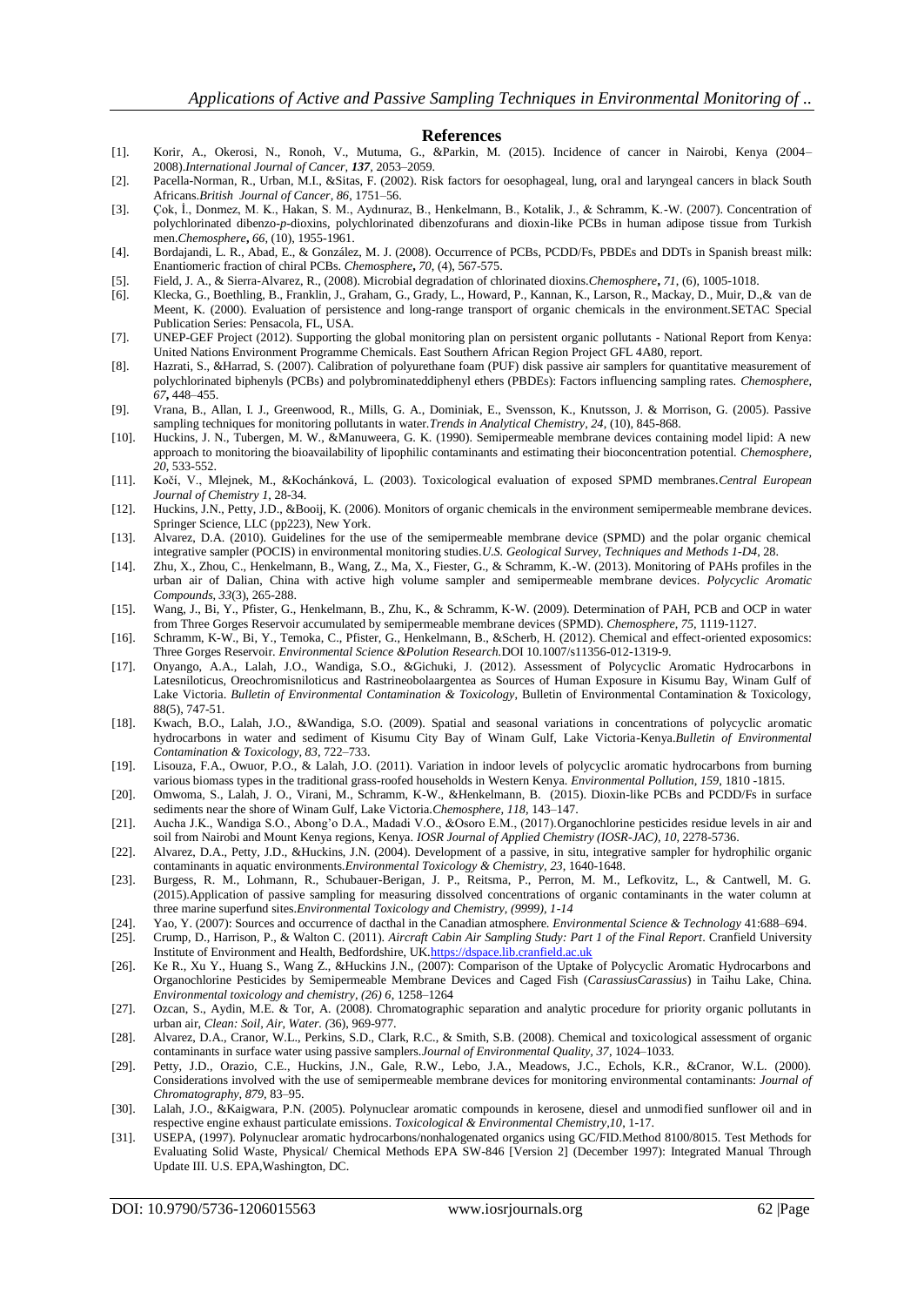## References

[1]. Korir, A., Okerosi, N., Ronoh, V., Mutuma, G., &Parkin, M. (2015). Incidence of cancer in Nairobi, Kenya (2004–2008).*International Journal of Cancer, **137***, 2053–2059.

[2]. Pacella-Norman, R., Urban, M.I., &Sitas, F. (2002). Risk factors for oesophageal, lung, oral and laryngeal cancers in black South Africans.*British Journal of Cancer, 86*, 1751–56.

[3]. Çok, İ., Donmez, M. K., Hakan, S. M., Aydınuraz, B., Henkelmann, B., Kotalik, J., & Schramm, K.-W. (2007). Concentration of polychlorinated dibenzo-*p*-dioxins, polychlorinated dibenzofurans and dioxin-like PCBs in human adipose tissue from Turkish men.*Chemosphere***,** *66*, (10), 1955-1961.

[4]. Bordajandi, L. R., Abad, E., & González, M. J. (2008). Occurrence of PCBs, PCDD/Fs, PBDEs and DDTs in Spanish breast milk: Enantiomeric fraction of chiral PCBs. *Chemosphere***,** *70*, (4), 567-575.

[5]. Field, J. A., & Sierra-Alvarez, R., (2008). Microbial degradation of chlorinated dioxins.*Chemosphere***,** *71*, (6), 1005-1018.

[6]. Klecka, G., Boethling, B., Franklin, J., Graham, G., Grady, L., Howard, P., Kannan, K., Larson, R., Mackay, D., Muir, D.,& van de Meent, K. (2000). Evaluation of persistence and long-range transport of organic chemicals in the environment.SETAC Special Publication Series: Pensacola, FL, USA.

[7]. UNEP-GEF Project (2012). Supporting the global monitoring plan on persistent organic pollutants - National Report from Kenya: United Nations Environment Programme Chemicals. East Southern African Region Project GFL 4A80, report.

[8]. Hazrati, S., &Harrad, S. (2007). Calibration of polyurethane foam (PUF) disk passive air samplers for quantitative measurement of polychlorinated biphenyls (PCBs) and polybrominateddiphenyl ethers (PBDEs): Factors influencing sampling rates. *Chemosphere, 67***,** 448–455.

[9]. Vrana, B., Allan, I. J., Greenwood, R., Mills, G. A., Dominiak, E., Svensson, K., Knutsson, J. & Morrison, G. (2005). Passive sampling techniques for monitoring pollutants in water.*Trends in Analytical Chemistry, 24*, (10), 845-868.

[10]. Huckins, J. N., Tubergen, M. W., &Manuweera, G. K. (1990). Semipermeable membrane devices containing model lipid: A new approach to monitoring the bioavailability of lipophilic contaminants and estimating their bioconcentration potential. *Chemosphere, 20*, 533-552.

[11]. Kočí, V., Mlejnek, M., &Kochánková, L. (2003). Toxicological evaluation of exposed SPMD membranes.*Central European Journal of Chemistry 1*, 28-34.

[12]. Huckins, J.N., Petty, J.D., &Booij, K. (2006). Monitors of organic chemicals in the environment semipermeable membrane devices. Springer Science, LLC (pp223), New York.

[13]. Alvarez, D.A. (2010). Guidelines for the use of the semipermeable membrane device (SPMD) and the polar organic chemical integrative sampler (POCIS) in environmental monitoring studies.*U.S. Geological Survey, Techniques and Methods 1-D4*, 28.

[14]. Zhu, X., Zhou, C., Henkelmann, B., Wang, Z., Ma, X., Fiester, G., & Schramm, K.-W. (2013). Monitoring of PAHs profiles in the urban air of Dalian, China with active high volume sampler and semipermeable membrane devices. *Polycyclic Aromatic Compounds, 33*(3), 265-288.

[15]. Wang, J., Bi, Y., Pfister, G., Henkelmann, B., Zhu, K., & Schramm, K-W. (2009). Determination of PAH, PCB and OCP in water from Three Gorges Reservoir accumulated by semipermeable membrane devices (SPMD). *Chemosphere, 75*, 1119-1127.

[16]. Schramm, K-W., Bi, Y., Temoka, C., Pfister, G., Henkelmann, B., &Scherb, H. (2012). Chemical and effect-oriented exposomics: Three Gorges Reservoir. *Environmental Science &Polution Research.*DOI 10.1007/s11356-012-1319-9.

[17]. Onyango, A.A., Lalah, J.O., Wandiga, S.O., &Gichuki, J. (2012). Assessment of Polycyclic Aromatic Hydrocarbons in Latesniloticus, Oreochromisniloticus and Rastrineobolaargentea as Sources of Human Exposure in Kisumu Bay, Winam Gulf of Lake Victoria. *Bulletin of Environmental Contamination & Toxicology*, Bulletin of Environmental Contamination & Toxicology, 88(5), 747-51.

[18]. Kwach, B.O., Lalah, J.O., &Wandiga, S.O. (2009). Spatial and seasonal variations in concentrations of polycyclic aromatic hydrocarbons in water and sediment of Kisumu City Bay of Winam Gulf, Lake Victoria-Kenya.*Bulletin of Environmental Contamination & Toxicology, 83*, 722–733.

[19]. Lisouza, F.A., Owuor, P.O., & Lalah, J.O. (2011). Variation in indoor levels of polycyclic aromatic hydrocarbons from burning various biomass types in the traditional grass-roofed households in Western Kenya. *Environmental Pollution, 159*, 1810 -1815.

[20]. Omwoma, S., Lalah, J. O., Virani, M., Schramm, K-W., &Henkelmann, B. (2015). Dioxin-like PCBs and PCDD/Fs in surface sediments near the shore of Winam Gulf, Lake Victoria.*Chemosphere, 118*, 143–147.

[21]. Aucha J.K., Wandiga S.O., Abong'o D.A., Madadi V.O., &Osoro E.M., (2017).Organochlorine pesticides residue levels in air and soil from Nairobi and Mount Kenya regions, Kenya. *IOSR Journal of Applied Chemistry (IOSR-JAC), 10*, 2278-5736.

[22]. Alvarez, D.A., Petty, J.D., &Huckins, J.N. (2004). Development of a passive, in situ, integrative sampler for hydrophilic organic contaminants in aquatic environments.*Environmental Toxicology & Chemistry, 23*, 1640-1648.

[23]. Burgess, R. M., Lohmann, R., Schubauer-Berigan, J. P., Reitsma, P., Perron, M. M., Lefkovitz, L., & Cantwell, M. G. (2015).Application of passive sampling for measuring dissolved concentrations of organic contaminants in the water column at three marine superfund sites.*Environmental Toxicology and Chemistry, (9999), 1-14*

[24]. Yao, Y. (2007): Sources and occurrence of dacthal in the Canadian atmosphere. *Environmental Science & Technology* 41:688–694.

[25]. Crump, D., Harrison, P., & Walton C. (2011). *Aircraft Cabin Air Sampling Study: Part 1 of the Final Report*. Cranfield University Institute of Environment and Health, Bedfordshire, UK.https://dspace.lib.cranfield.ac.uk

[26]. Ke R., Xu Y., Huang S., Wang Z., &Huckins J.N., (2007): Comparison of the Uptake of Polycyclic Aromatic Hydrocarbons and Organochlorine Pesticides by Semipermeable Membrane Devices and Caged Fish (*CarassiusCarassius*) in Taihu Lake, China. *Environmental toxicology and chemistry, (26) 6*, 1258–1264

[27]. Ozcan, S., Aydin, M.E. & Tor, A. (2008). Chromatographic separation and analytic procedure for priority organic pollutants in urban air, *Clean: Soil, Air, Water. (*36), 969-977.

[28]. Alvarez, D.A., Cranor, W.L., Perkins, S.D., Clark, R.C., & Smith, S.B. (2008). Chemical and toxicological assessment of organic contaminants in surface water using passive samplers.*Journal of Environmental Quality, 37*, 1024–1033.

[29]. Petty, J.D., Orazio, C.E., Huckins, J.N., Gale, R.W., Lebo, J.A., Meadows, J.C., Echols, K.R., &Cranor, W.L. (2000). Considerations involved with the use of semipermeable membrane devices for monitoring environmental contaminants: *Journal of Chromatography, 879*, 83–95.

[30]. Lalah, J.O., &Kaigwara, P.N. (2005). Polynuclear aromatic compounds in kerosene, diesel and unmodified sunflower oil and in respective engine exhaust particulate emissions. *Toxicological & Environmental Chemistry,10*, 1-17.

[31]. USEPA, (1997). Polynuclear aromatic hydrocarbons/nonhalogenated organics using GC/FID.Method 8100/8015. Test Methods for Evaluating Solid Waste, Physical/ Chemical Methods EPA SW-846 [Version 2] (December 1997): Integrated Manual Through Update III. U.S. EPA,Washington, DC.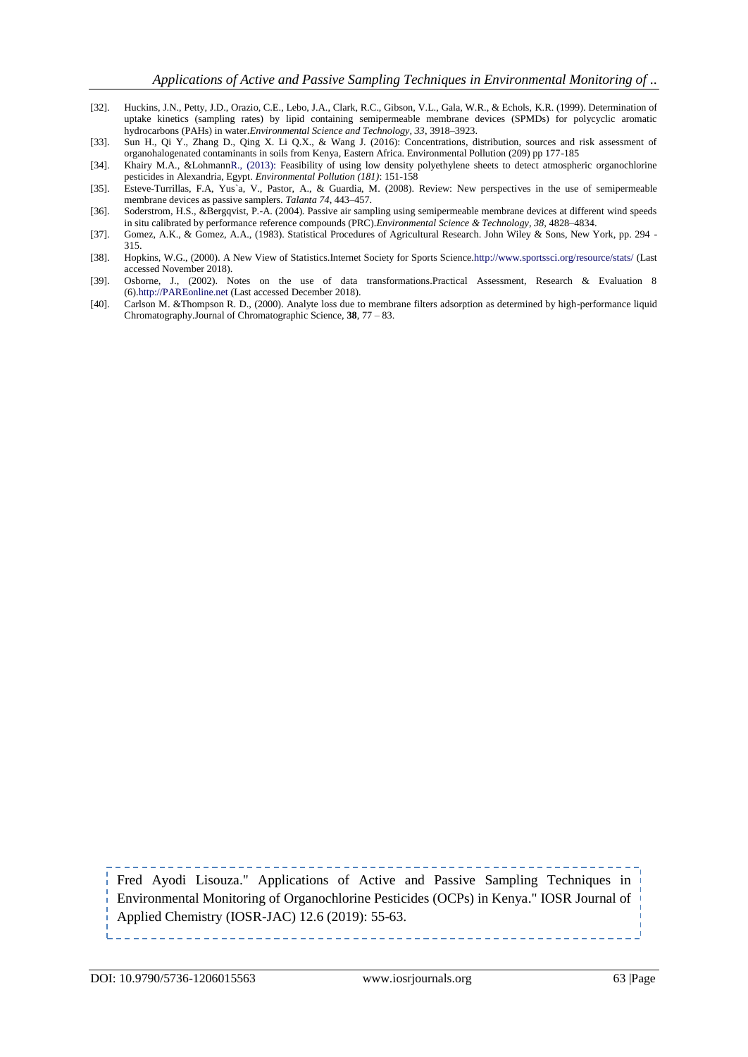[32]. Huckins, J.N., Petty, J.D., Orazio, C.E., Lebo, J.A., Clark, R.C., Gibson, V.L., Gala, W.R., & Echols, K.R. (1999). Determination of uptake kinetics (sampling rates) by lipid containing semipermeable membrane devices (SPMDs) for polycyclic aromatic hydrocarbons (PAHs) in water.*Environmental Science and Technology, 33*, 3918–3923.

[33]. Sun H., Qi Y., Zhang D., Qing X. Li Q.X., & Wang J. (2016): Concentrations, distribution, sources and risk assessment of organohalogenated contaminants in soils from Kenya, Eastern Africa. Environmental Pollution (209) pp 177-185

[34]. Khairy M.A., &LohmannR., (2013): Feasibility of using low density polyethylene sheets to detect atmospheric organochlorine pesticides in Alexandria, Egypt. *Environmental Pollution (181)*: 151-158

[35]. Esteve-Turrillas, F.A, Yus`a, V., Pastor, A., & Guardia, M. (2008). Review: New perspectives in the use of semipermeable membrane devices as passive samplers. *Talanta 74*, 443–457.

[36]. Soderstrom, H.S., &Bergqvist, P.-A. (2004). Passive air sampling using semipermeable membrane devices at different wind speeds in situ calibrated by performance reference compounds (PRC).*Environmental Science & Technology, 38*, 4828–4834.

[37]. Gomez, A.K., & Gomez, A.A., (1983). Statistical Procedures of Agricultural Research. John Wiley & Sons, New York, pp. 294 - 315.

[38]. Hopkins, W.G., (2000). A New View of Statistics.Internet Society for Sports Science.http://www.sportssci.org/resource/stats/ (Last accessed November 2018).

[39]. Osborne, J., (2002). Notes on the use of data transformations.Practical Assessment, Research & Evaluation 8 (6).http://PAREonline.net (Last accessed December 2018).

[40]. Carlson M. &Thompson R. D., (2000). Analyte loss due to membrane filters adsorption as determined by high-performance liquid Chromatography.Journal of Chromatographic Science, **38**, 77 – 83.

Fred Ayodi Lisouza." Applications of Active and Passive Sampling Techniques in Environmental Monitoring of Organochlorine Pesticides (OCPs) in Kenya." IOSR Journal of Applied Chemistry (IOSR-JAC) 12.6 (2019): 55-63.